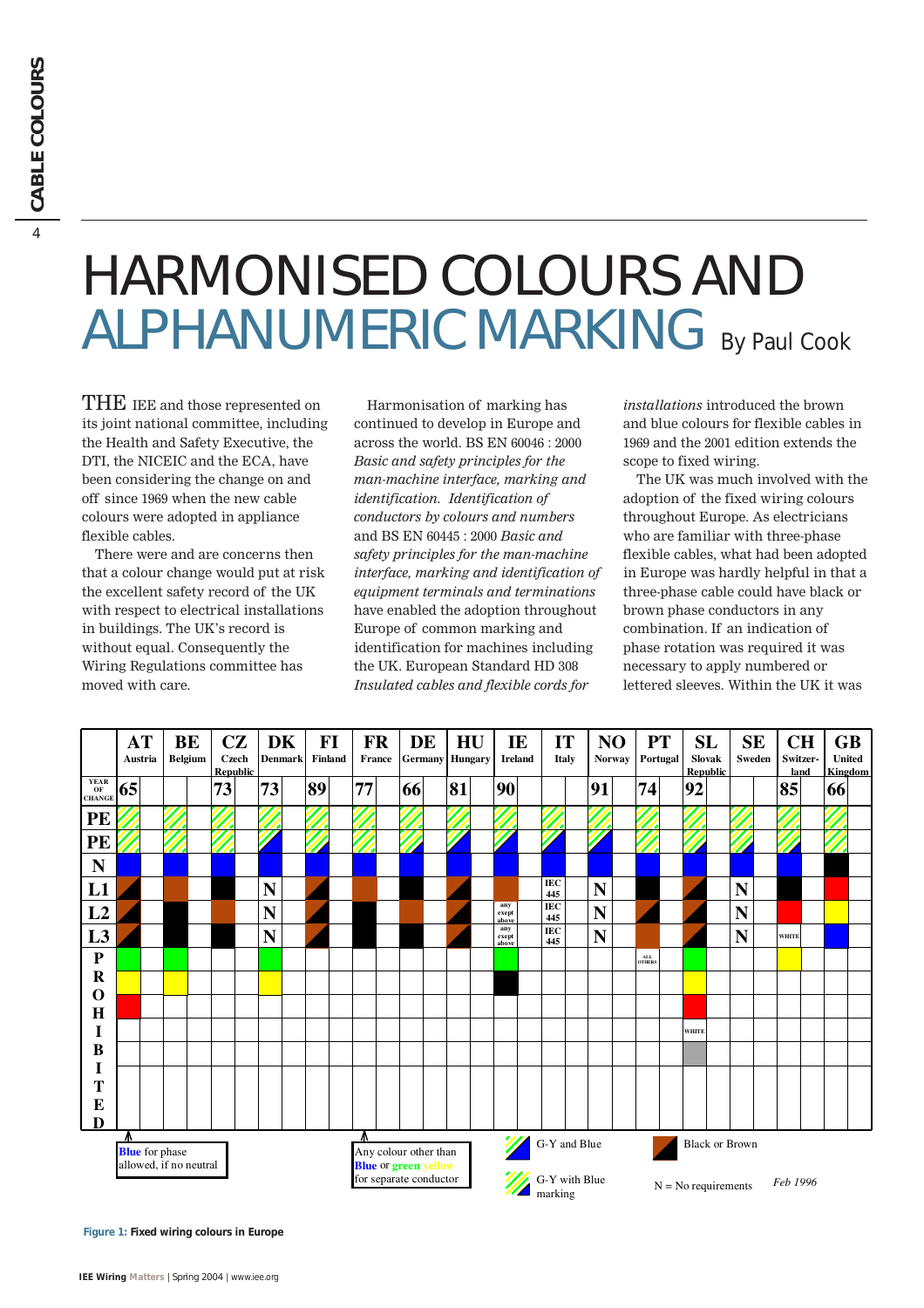# HARMONISED COLOURS AND ALPHANUMERIC MARKING

By Paul Cook

THE IEE and those represented on its joint national committee, including the Health and Safety Executive, the DTI, the NICEIC and the ECA, have been considering the change on and off since 1969 when the new cable colours were adopted in appliance flexible cables.

There were and are concerns then that a colour change would put at risk the excellent safety record of the UK with respect to electrical installations in buildings. The UK's record is without equal. Consequently the Wiring Regulations committee has moved with care.

Harmonisation of marking has continued to develop in Europe and across the world. BS EN 60046 : 2000 *Basic and safety principles for the man-machine interface, marking and identification. Identification of conductors by colours and numbers* and BS EN 60445 : 2000 *Basic and safety principles for the man-machine interface, marking and identification of equipment terminals and terminations* have enabled the adoption throughout Europe of common marking and identification for machines including the UK. European Standard HD 308 *Insulated cables and flexible cords for installations* introduced the brown and blue colours for flexible cables in 1969 and the 2001 edition extends the scope to fixed wiring.

The UK was much involved with the adoption of the fixed wiring colours throughout Europe. As electricians who are familiar with three-phase flexible cables, what had been adopted in Europe was hardly helpful in that a three-phase cable could have black or brown phase conductors in any combination. If an indication of phase rotation was required it was necessary to apply numbered or lettered sleeves. Within the UK it was

| | AT Austria | BE Belgium | CZ Czech Republic | DK Denmark | FI Finland | FR France | DE Germany | HU Hungary | IE Ireland | IT Italy | NO Norway | PT Portugal | SL Slovak Republic | SE Sweden | CH Switzer-land | GB United Kingdom |
|---|---|---|---|---|---|---|---|---|---|---|---|---|---|---|---|---|
| YEAR OF CHANGE | 65 | | 73 | 73 | 89 | 77 | 66 | 81 | 90 | | 91 | 74 | 92 | | 85 | 66 |
| PE | G-Y | G-Y | G-Y | G-Y | G-Y | G-Y | G-Y | G-Y | G-Y | G-Y | G-Y | G-Y | G-Y | G-Y | G-Y | G-Y |
| PE | G-Y | G-Y | G-Y | G-Y and Blue | G-Y and Blue | G-Y | G-Y and Blue | G-Y and Blue | G-Y and Blue | G-Y and Blue | G-Y and Blue | G-Y | G-Y | G-Y with Blue marking | G-Y with Blue marking | G-Y |
| N | Blue | Blue | Blue | Blue | Blue | Blue | Blue | Blue | Blue | Blue | Blue | Blue | Blue | Blue | Blue | Black |
| L1 | Black or Brown | Brown | Black | N | Black or Brown | Brown | Black | Black or Brown | Brown | IEC 445 | N | Black | Black or Brown | N | Black | Red |
| L2 | Black or Brown | Black | Brown | N | Black or Brown | Black | Brown | Black or Brown | any exept above | IEC 445 | N | Black or Brown | Black or Brown | N | Red | Yellow |
| L3 | Black or Brown | Black | Black | N | Black or Brown | Black | Black | Black or Brown | any exept above | IEC 445 | N | Brown | Black or Brown | N | WHITE | Blue |
| PROHIBITED | Green | Green | | Green | | | | | Green | | | ALL OTHERS | Green | | Yellow | |
| | Yellow | Yellow | | Yellow | | | | | Black | | | | Yellow | | | |
| | Red | | | | | | | | | | | | Red | | | |
| | | | | | | | | | | | | | WHITE | | | |
| | | | | | | | | | | | | | Grey | | | |

AT: **Blue** for phase allowed, if no neutral

FR: Any colour other than **Blue** or **green yellow** for separate conductor

G-Y and Blue — G-Y with Blue marking — Black or Brown — N = No requirements — *Feb 1996*

**Figure 1: Fixed wiring colours in Europe**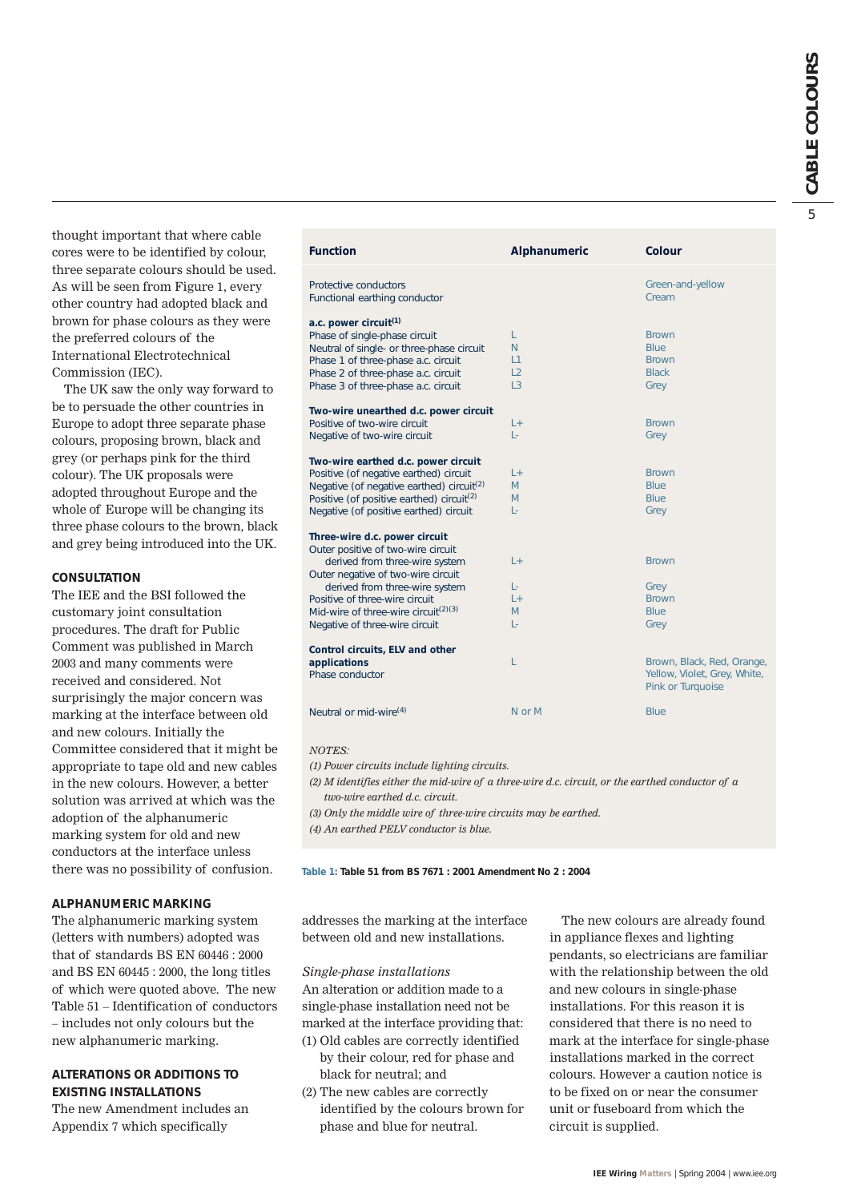thought important that where cable cores were to be identified by colour, three separate colours should be used. As will be seen from Figure 1, every other country had adopted black and brown for phase colours as they were the preferred colours of the International Electrotechnical Commission (IEC).

The UK saw the only way forward to be to persuade the other countries in Europe to adopt three separate phase colours, proposing brown, black and grey (or perhaps pink for the third colour). The UK proposals were adopted throughout Europe and the whole of Europe will be changing its three phase colours to the brown, black and grey being introduced into the UK.

## CONSULTATION

The IEE and the BSI followed the customary joint consultation procedures. The draft for Public Comment was published in March 2003 and many comments were received and considered. Not surprisingly the major concern was marking at the interface between old and new colours. Initially the Committee considered that it might be appropriate to tape old and new cables in the new colours. However, a better solution was arrived at which was the adoption of the alphanumeric marking system for old and new conductors at the interface unless there was no possibility of confusion.

## ALPHANUMERIC MARKING

The alphanumeric marking system (letters with numbers) adopted was that of standards BS EN 60446 : 2000 and BS EN 60445 : 2000, the long titles of which were quoted above. The new Table 51 – Identification of conductors – includes not only colours but the new alphanumeric marking.

## ALTERATIONS OR ADDITIONS TO EXISTING INSTALLATIONS

The new Amendment includes an Appendix 7 which specifically addresses the marking at the interface between old and new installations.

| Function | Alphanumeric | Colour |
|---|---|---|
| Protective conductors | | Green-and-yellow |
| Functional earthing conductor | | Cream |
| **a.c. power circuit[1]** | | |
| Phase of single-phase circuit | L | Brown |
| Neutral of single- or three-phase circuit | N | Blue |
| Phase 1 of three-phase a.c. circuit | L1 | Brown |
| Phase 2 of three-phase a.c. circuit | L2 | Black |
| Phase 3 of three-phase a.c. circuit | L3 | Grey |
| **Two-wire unearthed d.c. power circuit** | | |
| Positive of two-wire circuit | L+ | Brown |
| Negative of two-wire circuit | L- | Grey |
| **Two-wire earthed d.c. power circuit** | | |
| Positive (of negative earthed) circuit | L+ | Brown |
| Negative (of negative earthed) circuit[2] | M | Blue |
| Positive (of positive earthed) circuit[2] | M | Blue |
| Negative (of positive earthed) circuit | L- | Grey |
| **Three-wire d.c. power circuit** | | |
| Outer positive of two-wire circuit derived from three-wire system | L+ | Brown |
| Outer negative of two-wire circuit derived from three-wire system | L- | Grey |
| Positive of three-wire circuit | L+ | Brown |
| Mid-wire of three-wire circuit[2][3] | M | Blue |
| Negative of three-wire circuit | L- | Grey |
| **Control circuits, ELV and other applications** | | |
| Phase conductor | L | Brown, Black, Red, Orange, Yellow, Violet, Grey, White, Pink or Turquoise |
| Neutral or mid-wire[4] | N or M | Blue |

*NOTES:*

*(1) Power circuits include lighting circuits.*

*(2) M identifies either the mid-wire of a three-wire d.c. circuit, or the earthed conductor of a two-wire earthed d.c. circuit.*

*(3) Only the middle wire of three-wire circuits may be earthed.*

*(4) An earthed PELV conductor is blue.*

**Table 1: Table 51 from BS 7671 : 2001 Amendment No 2 : 2004**

*Single-phase installations*

An alteration or addition made to a single-phase installation need not be marked at the interface providing that:

(1) Old cables are correctly identified by their colour, red for phase and black for neutral; and
(2) The new cables are correctly identified by the colours brown for phase and blue for neutral.

The new colours are already found in appliance flexes and lighting pendants, so electricians are familiar with the relationship between the old and new colours in single-phase installations. For this reason it is considered that there is no need to mark at the interface for single-phase installations marked in the correct colours. However a caution notice is to be fixed on or near the consumer unit or fuseboard from which the circuit is supplied.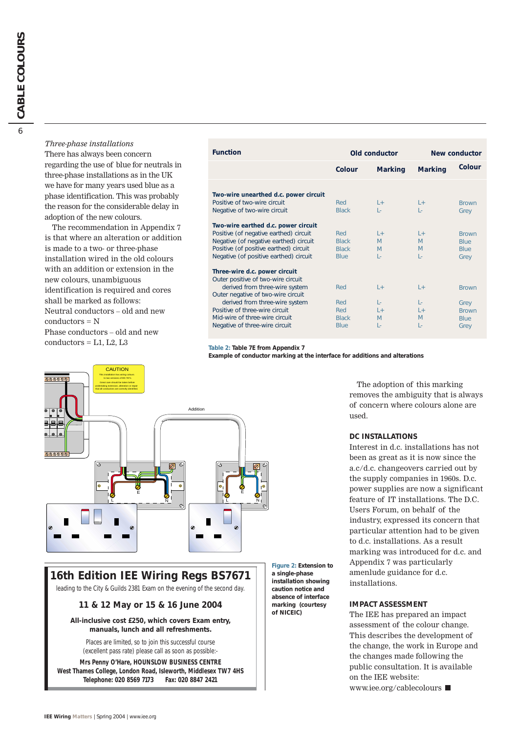*Three-phase installations*

There has always been concern regarding the use of blue for neutrals in three-phase installations as in the UK we have for many years used blue as a phase identification. This was probably the reason for the considerable delay in adoption of the new colours.

The recommendation in Appendix 7 is that where an alteration or addition is made to a two- or three-phase installation wired in the old colours with an addition or extension in the new colours, unambiguous identification is required and cores shall be marked as follows:

Neutral conductors – old and new conductors = N

Phase conductors – old and new conductors = L1, L2, L3

| Function | Old conductor | | New conductor | |
|---|---|---|---|---|
| | Colour | Marking | Marking | Colour |
| **Two-wire unearthed d.c. power circuit** | | | | |
| Positive of two-wire circuit | Red | L+ | L+ | Brown |
| Negative of two-wire circuit | Black | L- | L- | Grey |
| **Two-wire earthed d.c. power circuit** | | | | |
| Positive (of negative earthed) circuit | Red | L+ | L+ | Brown |
| Negative (of negative earthed) circuit | Black | M | M | Blue |
| Positive (of positive earthed) circuit | Black | M | M | Blue |
| Negative (of positive earthed) circuit | Blue | L- | L- | Grey |
| **Three-wire d.c. power circuit** | | | | |
| Outer positive of two-wire circuit derived from three-wire system | Red | L+ | L+ | Brown |
| Outer negative of two-wire circuit derived from three-wire system | Red | L- | L- | Grey |
| Positive of three-wire circuit | Red | L+ | L+ | Brown |
| Mid-wire of three-wire circuit | Black | M | M | Blue |
| Negative of three-wire circuit | Blue | L- | L- | Grey |

**Table 2: Table 7E from Appendix 7**
**Example of conductor marking at the interface for additions and alterations**

CAUTION

This installation has wiring colours to two versions of BS 7671. Great care should be taken before undertaking extension, alteration or repair that all conductors are correctly identified.

Addition

L E N

L E N

**Figure 2: Extension to a single-phase installation showing caution notice and absence of interface marking (courtesy of NICEIC)**

The adoption of this marking removes the ambiguity that is always of concern where colours alone are used.

## DC INSTALLATIONS

Interest in d.c. installations has not been as great as it is now since the a.c/d.c. changeovers carried out by the supply companies in 1960s. D.c. power supplies are now a significant feature of IT installations. The D.C. Users Forum, on behalf of the industry, expressed its concern that particular attention had to be given to d.c. installations. As a result marking was introduced for d.c. and Appendix 7 was particularly amenlude guidance for d.c. installations.

## IMPACT ASSESSMENT

The IEE has prepared an impact assessment of the colour change. This describes the development of the change, the work in Europe and the changes made following the public consultation. It is available on the IEE website: www.iee.org/cablecolours ■

---

## 16th Edition IEE Wiring Regs BS7671

leading to the City & Guilds 2381 Exam on the evening of the second day.

### 11 & 12 May or 15 & 16 June 2004

**All-inclusive cost £250, which covers Exam entry, manuals, lunch and all refreshments.**

Places are limited, so to join this successful course (excellent pass rate) please call as soon as possible:-

**Mrs Penny O'Hare, HOUNSLOW BUSINESS CENTRE**
**West Thames College, London Road, Isleworth, Middlesex TW7 4HS**
**Telephone: 020 8569 7173 Fax: 020 8847 2421**